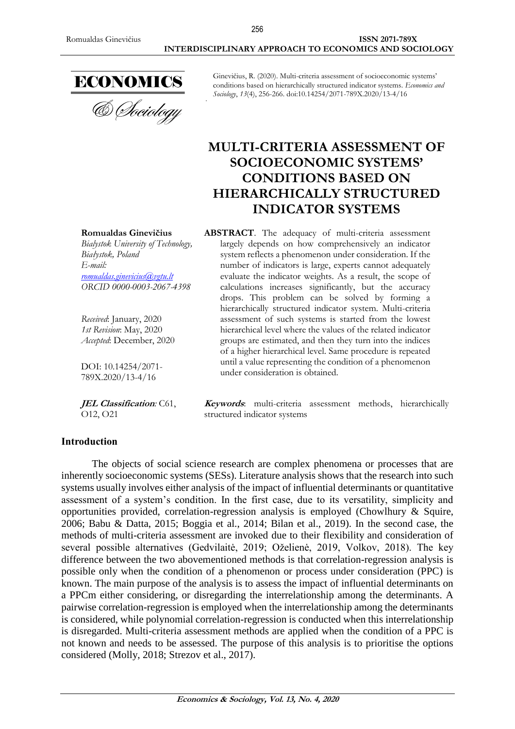Ginevičius, R. (2020). Multi-criteria assessment of socioeconomic systems' conditions based on hierarchically structured indicator systems. *Economics and Sociology*, *13*(4), 256-266. doi:10.14254/2071-789X.2020/13-4/16

# MULTI-CRITERIA ASSESSMENT OF SOCIOECONOMIC SYSTEMS' CONDITIONS BASED ON HIERARCHICALLY STRUCTURED INDICATOR SYSTEMS

**Romualdas Ginevičius**
*Bialystok University of Technology, Białystok, Poland*
*E-mail: romualdas.ginevicius@vgtu.lt*
*ORCID 0000-0003-2067-4398*

*Received*: January, 2020
*1st Revision*: May, 2020
*Accepted*: December, 2020

DOI: 10.14254/2071-789X.2020/13-4/16

***JEL Classification**:* C61, O12, O21

**ABSTRACT**. The adequacy of multi-criteria assessment largely depends on how comprehensively an indicator system reflects a phenomenon under consideration. If the number of indicators is large, experts cannot adequately evaluate the indicator weights. As a result, the scope of calculations increases significantly, but the accuracy drops. This problem can be solved by forming a hierarchically structured indicator system. Multi-criteria assessment of such systems is started from the lowest hierarchical level where the values of the related indicator groups are estimated, and then they turn into the indices of a higher hierarchical level. Same procedure is repeated until a value representing the condition of a phenomenon under consideration is obtained.

***Keywords***: multi-criteria assessment methods, hierarchically structured indicator systems

## Introduction

The objects of social science research are complex phenomena or processes that are inherently socioeconomic systems (SESs). Literature analysis shows that the research into such systems usually involves either analysis of the impact of influential determinants or quantitative assessment of a system's condition. In the first case, due to its versatility, simplicity and opportunities provided, correlation-regression analysis is employed (Chowlhury & Squire, 2006; Babu & Datta, 2015; Boggia et al., 2014; Bilan et al., 2019). In the second case, the methods of multi-criteria assessment are invoked due to their flexibility and consideration of several possible alternatives (Gedvilaitė, 2019; Oželienė, 2019, Volkov, 2018). The key difference between the two abovementioned methods is that correlation-regression analysis is possible only when the condition of a phenomenon or process under consideration (PPC) is known. The main purpose of the analysis is to assess the impact of influential determinants on a PPCm either considering, or disregarding the interrelationship among the determinants. A pairwise correlation-regression is employed when the interrelationship among the determinants is considered, while polynomial correlation-regression is conducted when this interrelationship is disregarded. Multi-criteria assessment methods are applied when the condition of a PPC is not known and needs to be assessed. The purpose of this analysis is to prioritise the options considered (Molly, 2018; Strezov et al., 2017).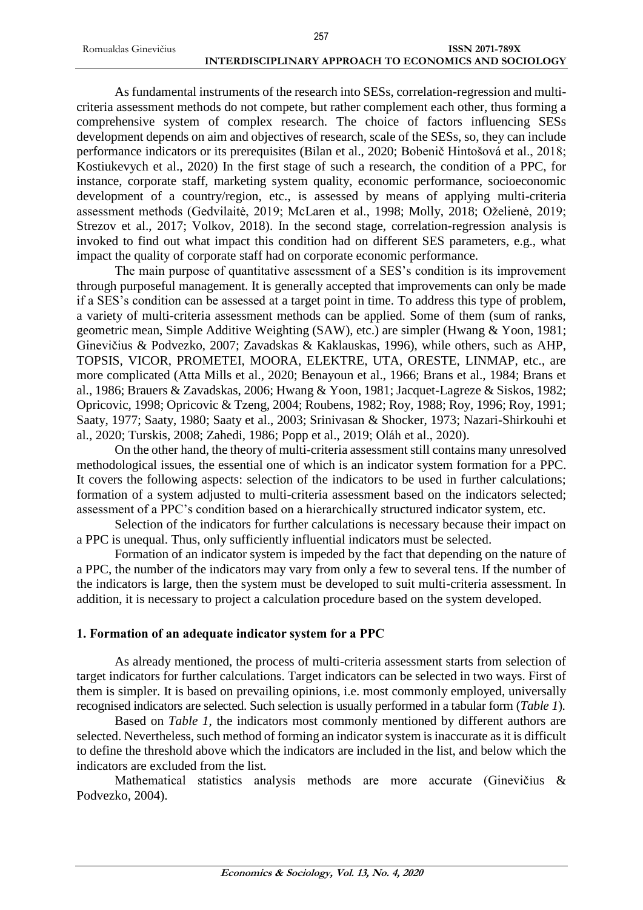As fundamental instruments of the research into SESs, correlation-regression and multi-criteria assessment methods do not compete, but rather complement each other, thus forming a comprehensive system of complex research. The choice of factors influencing SESs development depends on aim and objectives of research, scale of the SESs, so, they can include performance indicators or its prerequisites (Bilan et al., 2020; Bobenič Hintošová et al., 2018; Kostiukevych et al., 2020) In the first stage of such a research, the condition of a PPC, for instance, corporate staff, marketing system quality, economic performance, socioeconomic development of a country/region, etc., is assessed by means of applying multi-criteria assessment methods (Gedvilaitė, 2019; McLaren et al., 1998; Molly, 2018; Oželienė, 2019; Strezov et al., 2017; Volkov, 2018). In the second stage, correlation-regression analysis is invoked to find out what impact this condition had on different SES parameters, e.g., what impact the quality of corporate staff had on corporate economic performance.

The main purpose of quantitative assessment of a SES's condition is its improvement through purposeful management. It is generally accepted that improvements can only be made if a SES's condition can be assessed at a target point in time. To address this type of problem, a variety of multi-criteria assessment methods can be applied. Some of them (sum of ranks, geometric mean, Simple Additive Weighting (SAW), etc.) are simpler (Hwang & Yoon, 1981; Ginevičius & Podvezko, 2007; Zavadskas & Kaklauskas, 1996), while others, such as AHP, TOPSIS, VICOR, PROMETEI, MOORA, ELEKTRE, UTA, ORESTE, LINMAP, etc., are more complicated (Atta Mills et al., 2020; Benayoun et al., 1966; Brans et al., 1984; Brans et al., 1986; Brauers & Zavadskas, 2006; Hwang & Yoon, 1981; Jacquet-Lagreze & Siskos, 1982; Opricovic, 1998; Opricovic & Tzeng, 2004; Roubens, 1982; Roy, 1988; Roy, 1996; Roy, 1991; Saaty, 1977; Saaty, 1980; Saaty et al., 2003; Srinivasan & Shocker, 1973; Nazari-Shirkouhi et al., 2020; Turskis, 2008; Zahedi, 1986; Popp et al., 2019; Oláh et al., 2020).

On the other hand, the theory of multi-criteria assessment still contains many unresolved methodological issues, the essential one of which is an indicator system formation for a PPC. It covers the following aspects: selection of the indicators to be used in further calculations; formation of a system adjusted to multi-criteria assessment based on the indicators selected; assessment of a PPC's condition based on a hierarchically structured indicator system, etc.

Selection of the indicators for further calculations is necessary because their impact on a PPC is unequal. Thus, only sufficiently influential indicators must be selected.

Formation of an indicator system is impeded by the fact that depending on the nature of a PPC, the number of the indicators may vary from only a few to several tens. If the number of the indicators is large, then the system must be developed to suit multi-criteria assessment. In addition, it is necessary to project a calculation procedure based on the system developed.

## 1. Formation of an adequate indicator system for a PPC

As already mentioned, the process of multi-criteria assessment starts from selection of target indicators for further calculations. Target indicators can be selected in two ways. First of them is simpler. It is based on prevailing opinions, i.e. most commonly employed, universally recognised indicators are selected. Such selection is usually performed in a tabular form (*Table 1*).

Based on *Table 1*, the indicators most commonly mentioned by different authors are selected. Nevertheless, such method of forming an indicator system is inaccurate as it is difficult to define the threshold above which the indicators are included in the list, and below which the indicators are excluded from the list.

Mathematical statistics analysis methods are more accurate (Ginevičius & Podvezko, 2004).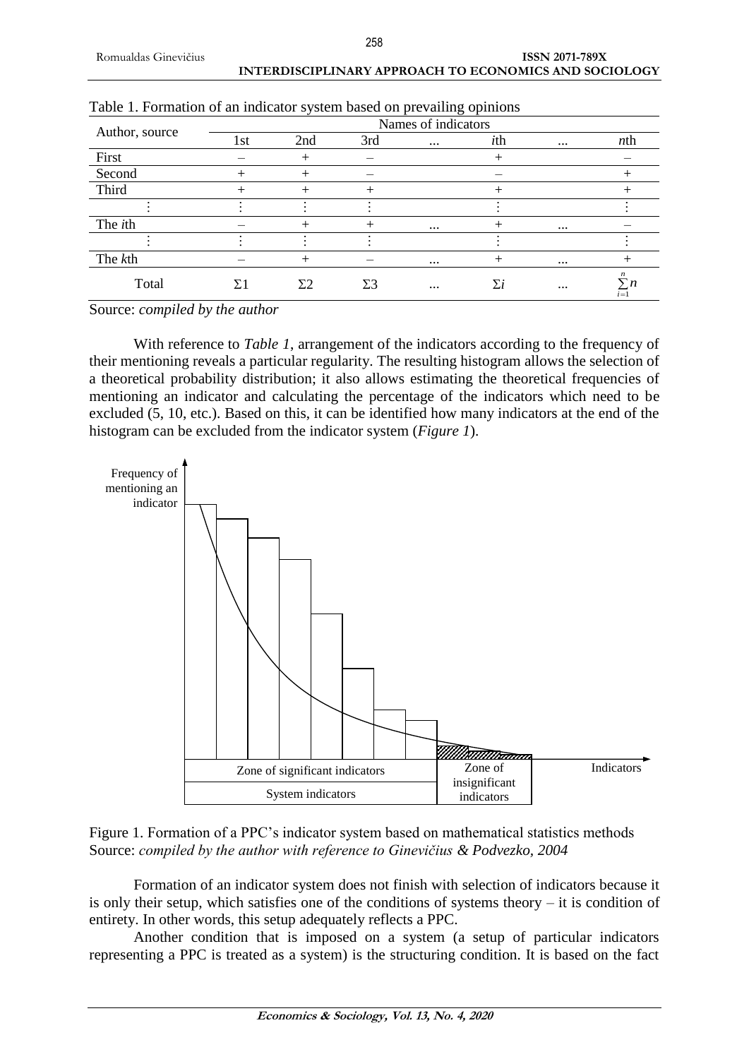Table 1. Formation of an indicator system based on prevailing opinions

| Author, source | Names of indicators | | | | | | |
|---|---|---|---|---|---|---|---|
| | 1st | 2nd | 3rd | ... | *i*th | ... | *n*th |
| First | – | + | – | | + | | – |
| Second | + | + | – | | – | | + |
| Third | + | + | + | | + | | + |
| ⋮ | ⋮ | ⋮ | ⋮ | | ⋮ | | ⋮ |
| The *i*th | – | + | + | ... | + | ... | – |
| ⋮ | ⋮ | ⋮ | ⋮ | | ⋮ | | ⋮ |
| The *k*th | – | + | – | ... | + | ... | + |
| Total | $\Sigma 1$ | $\Sigma 2$ | $\Sigma 3$ | ... | $\Sigma i$ | ... | $\sum_{i=1}^{n} n$ |

Source: *compiled by the author*

With reference to *Table 1*, arrangement of the indicators according to the frequency of their mentioning reveals a particular regularity. The resulting histogram allows the selection of a theoretical probability distribution; it also allows estimating the theoretical frequencies of mentioning an indicator and calculating the percentage of the indicators which need to be excluded (5, 10, etc.). Based on this, it can be identified how many indicators at the end of the histogram can be excluded from the indicator system (*Figure 1*).

Figure 1. Formation of a PPC's indicator system based on mathematical statistics methods
Source: *compiled by the author with reference to Ginevičius & Podvezko, 2004*

Formation of an indicator system does not finish with selection of indicators because it is only their setup, which satisfies one of the conditions of systems theory – it is condition of entirety. In other words, this setup adequately reflects a PPC.

Another condition that is imposed on a system (a setup of particular indicators representing a PPC is treated as a system) is the structuring condition. It is based on the fact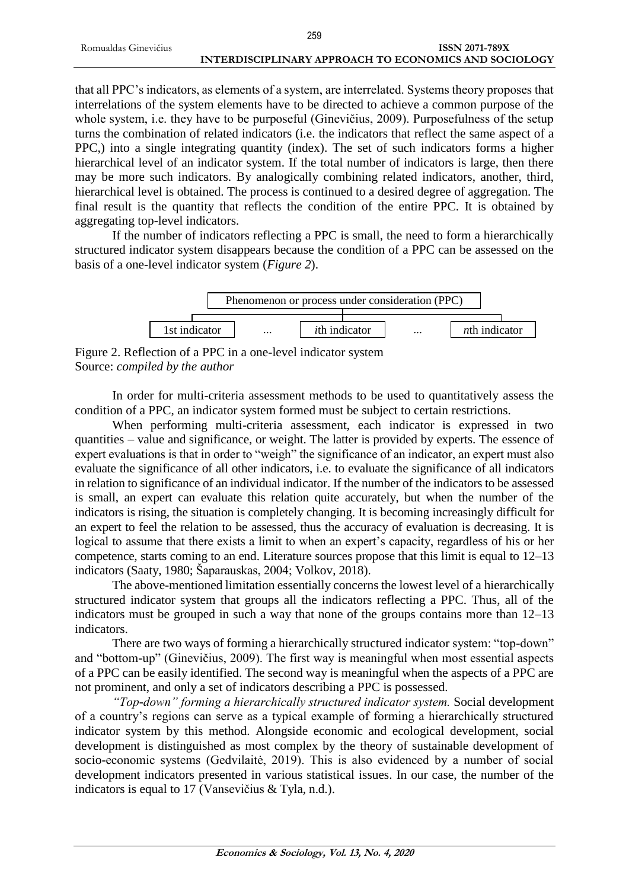that all PPC's indicators, as elements of a system, are interrelated. Systems theory proposes that interrelations of the system elements have to be directed to achieve a common purpose of the whole system, i.e. they have to be purposeful (Ginevičius, 2009). Purposefulness of the setup turns the combination of related indicators (i.e. the indicators that reflect the same aspect of a PPC,) into a single integrating quantity (index). The set of such indicators forms a higher hierarchical level of an indicator system. If the total number of indicators is large, then there may be more such indicators. By analogically combining related indicators, another, third, hierarchical level is obtained. The process is continued to a desired degree of aggregation. The final result is the quantity that reflects the condition of the entire PPC. It is obtained by aggregating top-level indicators.

If the number of indicators reflecting a PPC is small, the need to form a hierarchically structured indicator system disappears because the condition of a PPC can be assessed on the basis of a one-level indicator system (*Figure 2*).

| Phenomenon or process under consideration (PPC) | | | | |
|---|---|---|---|---|
| 1st indicator | ... | *i*th indicator | ... | *n*th indicator |

Figure 2. Reflection of a PPC in a one-level indicator system
Source: *compiled by the author*

In order for multi-criteria assessment methods to be used to quantitatively assess the condition of a PPC, an indicator system formed must be subject to certain restrictions.

When performing multi-criteria assessment, each indicator is expressed in two quantities – value and significance, or weight. The latter is provided by experts. The essence of expert evaluations is that in order to "weigh" the significance of an indicator, an expert must also evaluate the significance of all other indicators, i.e. to evaluate the significance of all indicators in relation to significance of an individual indicator. If the number of the indicators to be assessed is small, an expert can evaluate this relation quite accurately, but when the number of the indicators is rising, the situation is completely changing. It is becoming increasingly difficult for an expert to feel the relation to be assessed, thus the accuracy of evaluation is decreasing. It is logical to assume that there exists a limit to when an expert's capacity, regardless of his or her competence, starts coming to an end. Literature sources propose that this limit is equal to 12–13 indicators (Saaty, 1980; Šaparauskas, 2004; Volkov, 2018).

The above-mentioned limitation essentially concerns the lowest level of a hierarchically structured indicator system that groups all the indicators reflecting a PPC. Thus, all of the indicators must be grouped in such a way that none of the groups contains more than 12–13 indicators.

There are two ways of forming a hierarchically structured indicator system: "top-down" and "bottom-up" (Ginevičius, 2009). The first way is meaningful when most essential aspects of a PPC can be easily identified. The second way is meaningful when the aspects of a PPC are not prominent, and only a set of indicators describing a PPC is possessed.

*"Top-down" forming a hierarchically structured indicator system.* Social development of a country's regions can serve as a typical example of forming a hierarchically structured indicator system by this method. Alongside economic and ecological development, social development is distinguished as most complex by the theory of sustainable development of socio-economic systems (Gedvilaitė, 2019). This is also evidenced by a number of social development indicators presented in various statistical issues. In our case, the number of the indicators is equal to 17 (Vansevičius & Tyla, n.d.).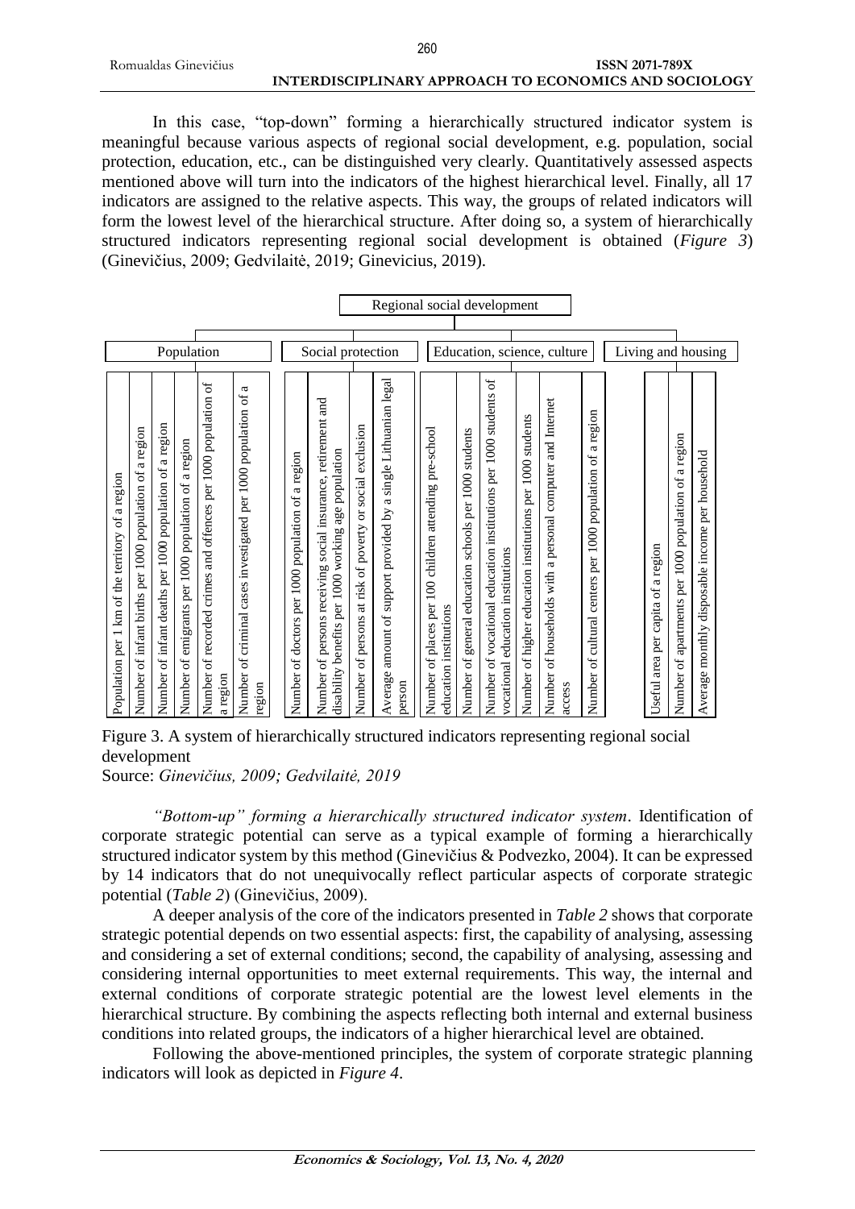In this case, "top-down" forming a hierarchically structured indicator system is meaningful because various aspects of regional social development, e.g. population, social protection, education, etc., can be distinguished very clearly. Quantitatively assessed aspects mentioned above will turn into the indicators of the highest hierarchical level. Finally, all 17 indicators are assigned to the relative aspects. This way, the groups of related indicators will form the lowest level of the hierarchical structure. After doing so, a system of hierarchically structured indicators representing regional social development is obtained (*Figure 3*) (Ginevičius, 2009; Gedvilaitė, 2019; Ginevicius, 2019).

**Regional social development**

- **Population**
  - Population per 1 km of the territory of a region
  - Number of infant births per 1000 population of a region
  - Number of infant deaths per 1000 population of a region
  - Number of emigrants per 1000 population of a region
  - Number of recorded crimes and offences per 1000 population of a region
  - Number of criminal cases investigated per 1000 population of a region
- **Social protection**
  - Number of doctors per 1000 population of a region
  - Number of persons receiving social insurance, retirement and disability benefits per 1000 working age population
  - Number of persons at risk of poverty or social exclusion
  - Average amount of support provided by a single Lithuanian legal person
- **Education, science, culture**
  - Number of places per 100 children attending pre-school education institutions
  - Number of general education schools per 1000 students
  - Number of vocational education institutions per 1000 students of vocational education institutions
  - Number of higher education institutions per 1000 students
  - Number of households with a personal computer and Internet access
  - Number of cultural centers per 1000 population of a region
- **Living and housing**
  - Useful area per capita of a region
  - Number of apartments per 1000 population of a region
  - Average monthly disposable income per household

Figure 3. A system of hierarchically structured indicators representing regional social development
Source: *Ginevičius, 2009; Gedvilaitė, 2019*

*"Bottom-up" forming a hierarchically structured indicator system*. Identification of corporate strategic potential can serve as a typical example of forming a hierarchically structured indicator system by this method (Ginevičius & Podvezko, 2004). It can be expressed by 14 indicators that do not unequivocally reflect particular aspects of corporate strategic potential (*Table 2*) (Ginevičius, 2009).

A deeper analysis of the core of the indicators presented in *Table 2* shows that corporate strategic potential depends on two essential aspects: first, the capability of analysing, assessing and considering a set of external conditions; second, the capability of analysing, assessing and considering internal opportunities to meet external requirements. This way, the internal and external conditions of corporate strategic potential are the lowest level elements in the hierarchical structure. By combining the aspects reflecting both internal and external business conditions into related groups, the indicators of a higher hierarchical level are obtained.

Following the above-mentioned principles, the system of corporate strategic planning indicators will look as depicted in *Figure 4*.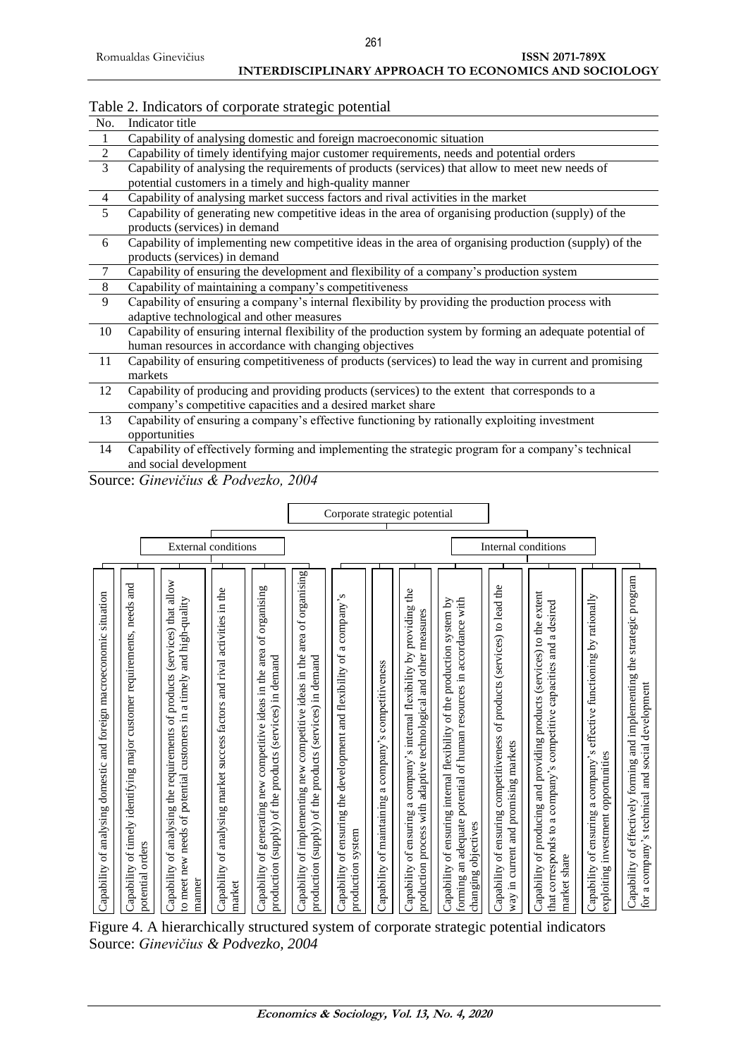Table 2. Indicators of corporate strategic potential

| No. | Indicator title |
|---|---|
| 1 | Capability of analysing domestic and foreign macroeconomic situation |
| 2 | Capability of timely identifying major customer requirements, needs and potential orders |
| 3 | Capability of analysing the requirements of products (services) that allow to meet new needs of potential customers in a timely and high-quality manner |
| 4 | Capability of analysing market success factors and rival activities in the market |
| 5 | Capability of generating new competitive ideas in the area of organising production (supply) of the products (services) in demand |
| 6 | Capability of implementing new competitive ideas in the area of organising production (supply) of the products (services) in demand |
| 7 | Capability of ensuring the development and flexibility of a company's production system |
| 8 | Capability of maintaining a company's competitiveness |
| 9 | Capability of ensuring a company's internal flexibility by providing the production process with adaptive technological and other measures |
| 10 | Capability of ensuring internal flexibility of the production system by forming an adequate potential of human resources in accordance with changing objectives |
| 11 | Capability of ensuring competitiveness of products (services) to lead the way in current and promising markets |
| 12 | Capability of producing and providing products (services) to the extent that corresponds to a company's competitive capacities and a desired market share |
| 13 | Capability of ensuring a company's effective functioning by rationally exploiting investment opportunities |
| 14 | Capability of effectively forming and implementing the strategic program for a company's technical and social development |

Source: *Ginevičius & Podvezko, 2004*

Corporate strategic potential

External conditions:
- Capability of analysing domestic and foreign macroeconomic situation
- Capability of timely identifying major customer requirements, needs and potential orders
- Capability of analysing the requirements of products (services) that allow to meet new needs of potential customers in a timely and high-quality manner
- Capability of analysing market success factors and rival activities in the market
- Capability of generating new competitive ideas in the area of organising production (supply) of the products (services) in demand
- Capability of implementing new competitive ideas in the area of organising production (supply) of the products (services) in demand

Internal conditions:
- Capability of ensuring the development and flexibility of a company's production system
- Capability of maintaining a company's competitiveness
- Capability of ensuring a company's internal flexibility by providing the production process with adaptive technological and other measures
- Capability of ensuring internal flexibility of the production system by forming an adequate potential of human resources in accordance with changing objectives
- Capability of ensuring competitiveness of products (services) to lead the way in current and promising markets
- Capability of producing and providing products (services) to the extent that corresponds to a company's competitive capacities and a desired market share
- Capability of ensuring a company's effective functioning by rationally exploiting investment opportunities
- Capability of effectively forming and implementing the strategic program for a company's technical and social development

Figure 4. A hierarchically structured system of corporate strategic potential indicators
Source: *Ginevičius & Podvezko, 2004*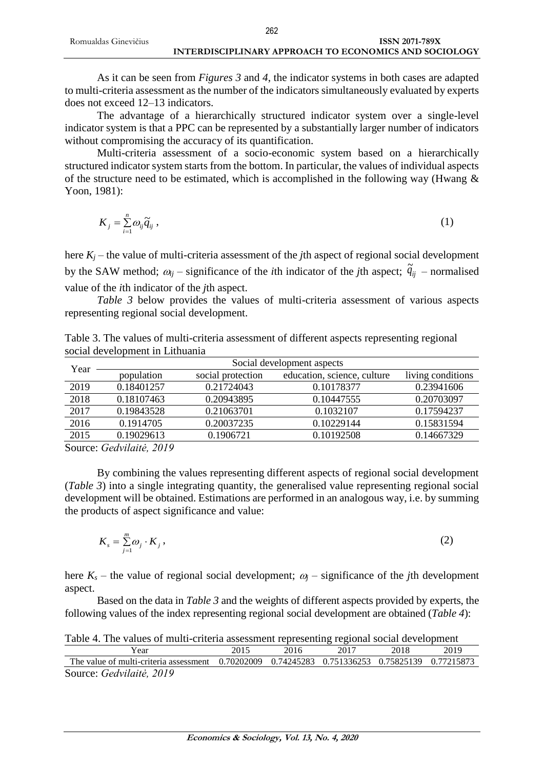As it can be seen from *Figures 3* and *4*, the indicator systems in both cases are adapted to multi-criteria assessment as the number of the indicators simultaneously evaluated by experts does not exceed 12–13 indicators.

The advantage of a hierarchically structured indicator system over a single-level indicator system is that a PPC can be represented by a substantially larger number of indicators without compromising the accuracy of its quantification.

Multi-criteria assessment of a socio-economic system based on a hierarchically structured indicator system starts from the bottom. In particular, the values of individual aspects of the structure need to be estimated, which is accomplished in the following way (Hwang & Yoon, 1981):

$$K_j = \sum_{i=1}^{n} \omega_{ij} \tilde{q}_{ij} , \tag{1}$$

here $K_j$ – the value of multi-criteria assessment of the *j*th aspect of regional social development by the SAW method; $\omega_{ij}$ – significance of the *i*th indicator of the *j*th aspect; $\tilde{q}_{ij}$ – normalised value of the *i*th indicator of the *j*th aspect.

*Table 3* below provides the values of multi-criteria assessment of various aspects representing regional social development.

Table 3. The values of multi-criteria assessment of different aspects representing regional social development in Lithuania

| Year | Social development aspects | | | |
|---|---|---|---|---|
| | population | social protection | education, science, culture | living conditions |
| 2019 | 0.18401257 | 0.21724043 | 0.10178377 | 0.23941606 |
| 2018 | 0.18107463 | 0.20943895 | 0.10447555 | 0.20703097 |
| 2017 | 0.19843528 | 0.21063701 | 0.1032107 | 0.17594237 |
| 2016 | 0.1914705 | 0.20037235 | 0.10229144 | 0.15831594 |
| 2015 | 0.19029613 | 0.1906721 | 0.10192508 | 0.14667329 |

Source: *Gedvilaitė, 2019*

By combining the values representing different aspects of regional social development (*Table 3*) into a single integrating quantity, the generalised value representing regional social development will be obtained. Estimations are performed in an analogous way, i.e. by summing the products of aspect significance and value:

$$K_s = \sum_{j=1}^{m} \omega_j \cdot K_j , \tag{2}$$

here $K_s$ – the value of regional social development; $\omega_j$ – significance of the *j*th development aspect.

Based on the data in *Table 3* and the weights of different aspects provided by experts, the following values of the index representing regional social development are obtained (*Table 4*):

Table 4. The values of multi-criteria assessment representing regional social development

| Year | 2015 | 2016 | 2017 | 2018 | 2019 |
|---|---|---|---|---|---|
| The value of multi-criteria assessment | 0.70202009 | 0.74245283 | 0.751336253 | 0.75825139 | 0.77215873 |

Source: *Gedvilaitė, 2019*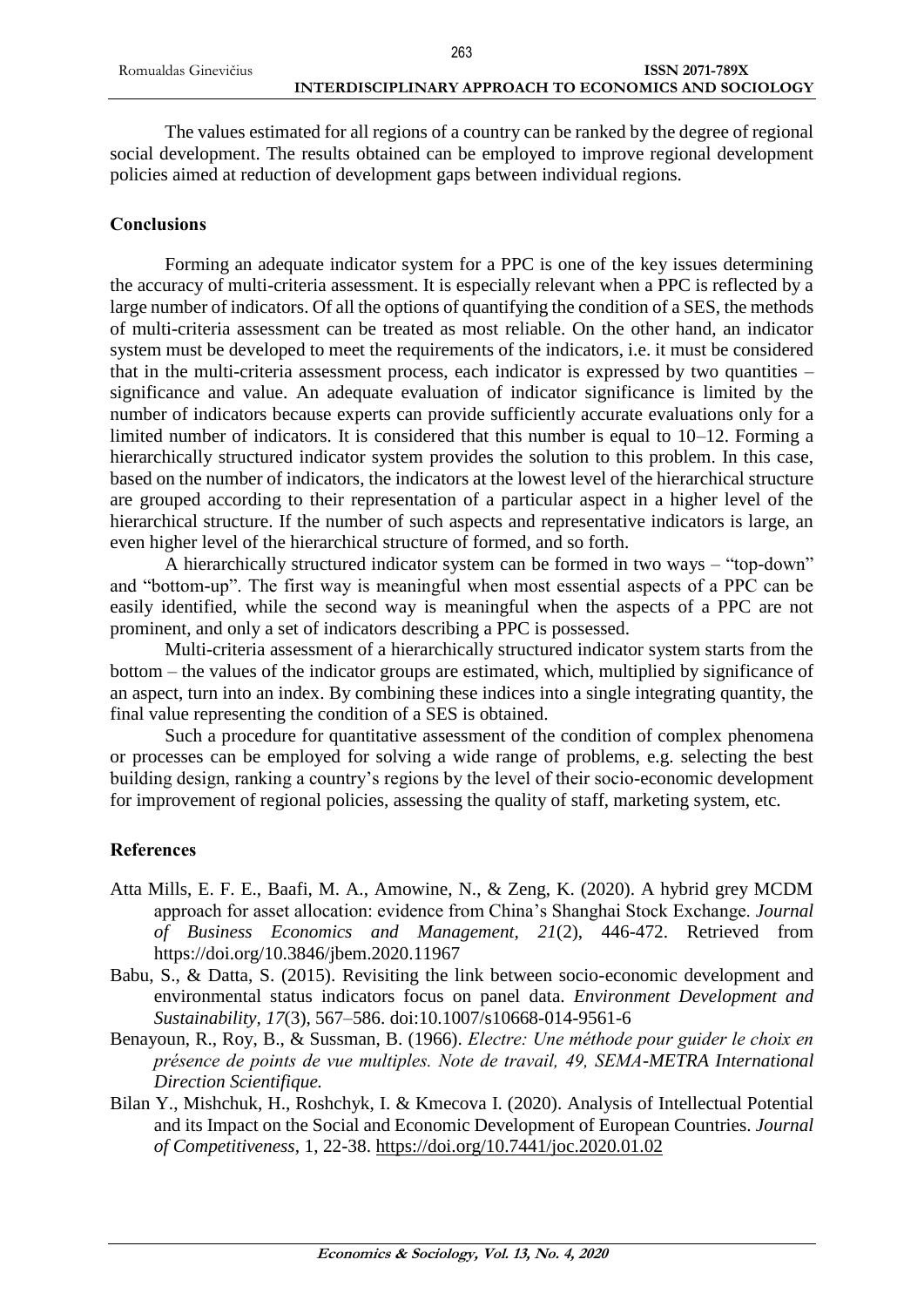The values estimated for all regions of a country can be ranked by the degree of regional social development. The results obtained can be employed to improve regional development policies aimed at reduction of development gaps between individual regions.

## Conclusions

Forming an adequate indicator system for a PPC is one of the key issues determining the accuracy of multi-criteria assessment. It is especially relevant when a PPC is reflected by a large number of indicators. Of all the options of quantifying the condition of a SES, the methods of multi-criteria assessment can be treated as most reliable. On the other hand, an indicator system must be developed to meet the requirements of the indicators, i.e. it must be considered that in the multi-criteria assessment process, each indicator is expressed by two quantities – significance and value. An adequate evaluation of indicator significance is limited by the number of indicators because experts can provide sufficiently accurate evaluations only for a limited number of indicators. It is considered that this number is equal to 10–12. Forming a hierarchically structured indicator system provides the solution to this problem. In this case, based on the number of indicators, the indicators at the lowest level of the hierarchical structure are grouped according to their representation of a particular aspect in a higher level of the hierarchical structure. If the number of such aspects and representative indicators is large, an even higher level of the hierarchical structure of formed, and so forth.

A hierarchically structured indicator system can be formed in two ways – "top-down" and "bottom-up". The first way is meaningful when most essential aspects of a PPC can be easily identified, while the second way is meaningful when the aspects of a PPC are not prominent, and only a set of indicators describing a PPC is possessed.

Multi-criteria assessment of a hierarchically structured indicator system starts from the bottom – the values of the indicator groups are estimated, which, multiplied by significance of an aspect, turn into an index. By combining these indices into a single integrating quantity, the final value representing the condition of a SES is obtained.

Such a procedure for quantitative assessment of the condition of complex phenomena or processes can be employed for solving a wide range of problems, e.g. selecting the best building design, ranking a country's regions by the level of their socio-economic development for improvement of regional policies, assessing the quality of staff, marketing system, etc.

## References

Atta Mills, E. F. E., Baafi, M. A., Amowine, N., & Zeng, K. (2020). A hybrid grey MCDM approach for asset allocation: evidence from China's Shanghai Stock Exchange. *Journal of Business Economics and Management*, *21*(2), 446-472. Retrieved from https://doi.org/10.3846/jbem.2020.11967

Babu, S., & Datta, S. (2015). Revisiting the link between socio-economic development and environmental status indicators focus on panel data. *Environment Development and Sustainability*, *17*(3), 567–586. doi:10.1007/s10668-014-9561-6

Benayoun, R., Roy, B., & Sussman, B. (1966). *Electre: Une méthode pour guider le choix en présence de points de vue multiples. Note de travail, 49, SEMA-METRA International Direction Scientifique.*

Bilan Y., Mishchuk, H., Roshchyk, I. & Kmecova I. (2020). Analysis of Intellectual Potential and its Impact on the Social and Economic Development of European Countries. *Journal of Competitiveness*, 1, 22-38. https://doi.org/10.7441/joc.2020.01.02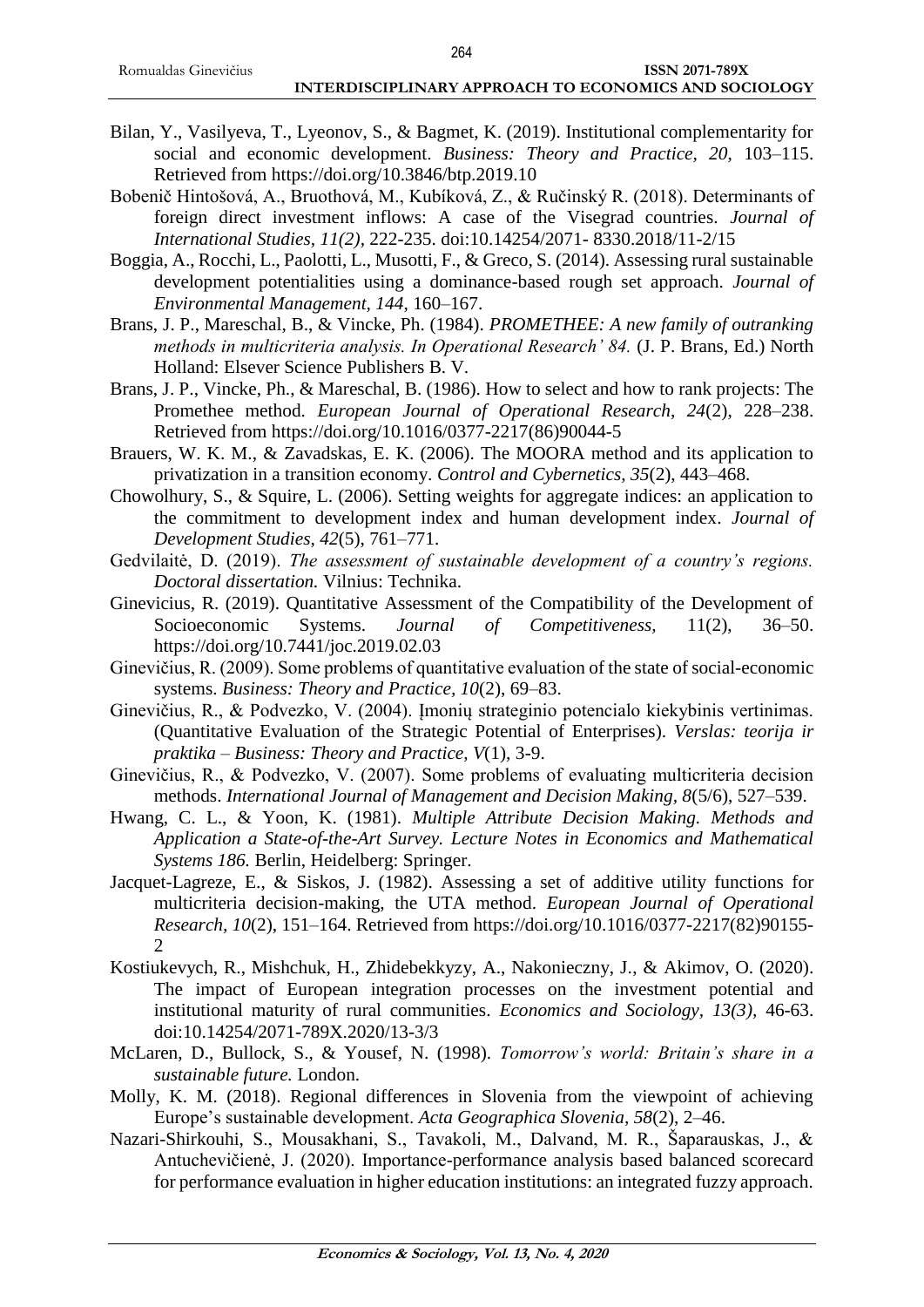Bilan, Y., Vasilyeva, T., Lyeonov, S., & Bagmet, K. (2019). Institutional complementarity for social and economic development. *Business: Theory and Practice, 20*, 103–115. Retrieved from https://doi.org/10.3846/btp.2019.10

Bobenič Hintošová, A., Bruothová, M., Kubíková, Z., & Ručinský R. (2018). Determinants of foreign direct investment inflows: A case of the Visegrad countries. *Journal of International Studies, 11(2)*, 222-235. doi:10.14254/2071- 8330.2018/11-2/15

Boggia, A., Rocchi, L., Paolotti, L., Musotti, F., & Greco, S. (2014). Assessing rural sustainable development potentialities using a dominance-based rough set approach. *Journal of Environmental Management, 144*, 160–167.

Brans, J. P., Mareschal, B., & Vincke, Ph. (1984). *PROMETHEE: A new family of outranking methods in multicriteria analysis. In Operational Research' 84.* (J. P. Brans, Ed.) North Holland: Elsever Science Publishers B. V.

Brans, J. P., Vincke, Ph., & Mareschal, B. (1986). How to select and how to rank projects: The Promethee method. *European Journal of Operational Research, 24*(2), 228–238. Retrieved from https://doi.org/10.1016/0377-2217(86)90044-5

Brauers, W. K. M., & Zavadskas, E. K. (2006). The MOORA method and its application to privatization in a transition economy. *Control and Cybernetics, 35*(2), 443–468.

Chowolhury, S., & Squire, L. (2006). Setting weights for aggregate indices: an application to the commitment to development index and human development index. *Journal of Development Studies, 42*(5), 761–771.

Gedvilaitė, D. (2019). *The assessment of sustainable development of a country's regions. Doctoral dissertation.* Vilnius: Technika.

Ginevicius, R. (2019). Quantitative Assessment of the Compatibility of the Development of Socioeconomic Systems. *Journal of Competitiveness,* 11(2), 36–50. https://doi.org/10.7441/joc.2019.02.03

Ginevičius, R. (2009). Some problems of quantitative evaluation of the state of social-economic systems. *Business: Theory and Practice, 10*(2), 69–83.

Ginevičius, R., & Podvezko, V. (2004). Įmonių strateginio potencialo kiekybinis vertinimas. (Quantitative Evaluation of the Strategic Potential of Enterprises). *Verslas: teorija ir praktika – Business: Theory and Practice, V*(1), 3-9.

Ginevičius, R., & Podvezko, V. (2007). Some problems of evaluating multicriteria decision methods. *International Journal of Management and Decision Making, 8*(5/6), 527–539.

Hwang, C. L., & Yoon, K. (1981). *Multiple Attribute Decision Making. Methods and Application a State-of-the-Art Survey. Lecture Notes in Economics and Mathematical Systems 186.* Berlin, Heidelberg: Springer.

Jacquet-Lagreze, E., & Siskos, J. (1982). Assessing a set of additive utility functions for multicriteria decision-making, the UTA method. *European Journal of Operational Research, 10*(2), 151–164. Retrieved from https://doi.org/10.1016/0377-2217(82)90155-2

Kostiukevych, R., Mishchuk, H., Zhidebekkyzy, A., Nakonieczny, J., & Akimov, O. (2020). The impact of European integration processes on the investment potential and institutional maturity of rural communities. *Economics and Sociology, 13(3)*, 46-63. doi:10.14254/2071-789X.2020/13-3/3

McLaren, D., Bullock, S., & Yousef, N. (1998). *Tomorrow's world: Britain's share in a sustainable future.* London.

Molly, K. M. (2018). Regional differences in Slovenia from the viewpoint of achieving Europe's sustainable development. *Acta Geographica Slovenia, 58*(2), 2–46.

Nazari-Shirkouhi, S., Mousakhani, S., Tavakoli, M., Dalvand, M. R., Šaparauskas, J., & Antuchevičienė, J. (2020). Importance-performance analysis based balanced scorecard for performance evaluation in higher education institutions: an integrated fuzzy approach.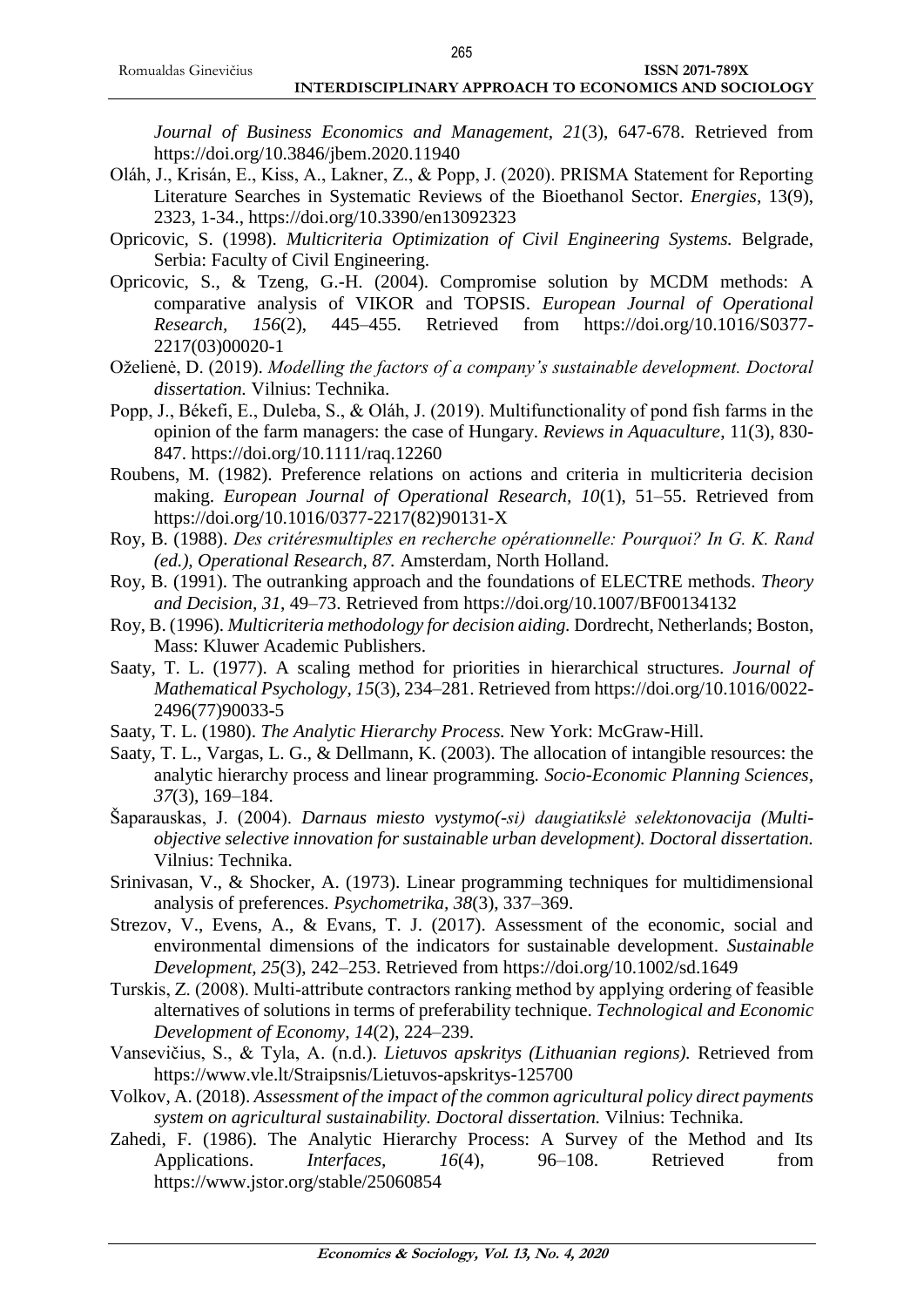*Journal of Business Economics and Management, 21*(3), 647-678. Retrieved from https://doi.org/10.3846/jbem.2020.11940

Oláh, J., Krisán, E., Kiss, A., Lakner, Z., & Popp, J. (2020). PRISMA Statement for Reporting Literature Searches in Systematic Reviews of the Bioethanol Sector. *Energies*, 13(9), 2323, 1-34., https://doi.org/10.3390/en13092323

Opricovic, S. (1998). *Multicriteria Optimization of Civil Engineering Systems.* Belgrade, Serbia: Faculty of Civil Engineering.

Opricovic, S., & Tzeng, G.-H. (2004). Compromise solution by MCDM methods: A comparative analysis of VIKOR and TOPSIS. *European Journal of Operational Research, 156*(2), 445–455. Retrieved from https://doi.org/10.1016/S0377-2217(03)00020-1

Oželienė, D. (2019). *Modelling the factors of a company's sustainable development. Doctoral dissertation.* Vilnius: Technika.

Popp, J., Békefi, E., Duleba, S., & Oláh, J. (2019). Multifunctionality of pond fish farms in the opinion of the farm managers: the case of Hungary. *Reviews in Aquaculture*, 11(3), 830-847. https://doi.org/10.1111/raq.12260

Roubens, M. (1982). Preference relations on actions and criteria in multicriteria decision making. *European Journal of Operational Research, 10*(1), 51–55. Retrieved from https://doi.org/10.1016/0377-2217(82)90131-X

Roy, B. (1988). *Des critéresmultiples en recherche opérationnelle: Pourquoi? In G. K. Rand (ed.), Operational Research, 87.* Amsterdam, North Holland.

Roy, B. (1991). The outranking approach and the foundations of ELECTRE methods. *Theory and Decision, 31*, 49–73. Retrieved from https://doi.org/10.1007/BF00134132

Roy, B. (1996). *Multicriteria methodology for decision aiding.* Dordrecht, Netherlands; Boston, Mass: Kluwer Academic Publishers.

Saaty, T. L. (1977). A scaling method for priorities in hierarchical structures. *Journal of Mathematical Psychology, 15*(3), 234–281. Retrieved from https://doi.org/10.1016/0022-2496(77)90033-5

Saaty, T. L. (1980). *The Analytic Hierarchy Process.* New York: McGraw-Hill.

Saaty, T. L., Vargas, L. G., & Dellmann, K. (2003). The allocation of intangible resources: the analytic hierarchy process and linear programming. *Socio-Economic Planning Sciences, 37*(3), 169–184.

Šaparauskas, J. (2004). *Darnaus miesto vystymo(-si) daugiatikslė selektonovacija (Multi-objective selective innovation for sustainable urban development). Doctoral dissertation.* Vilnius: Technika.

Srinivasan, V., & Shocker, A. (1973). Linear programming techniques for multidimensional analysis of preferences. *Psychometrika, 38*(3), 337–369.

Strezov, V., Evens, A., & Evans, T. J. (2017). Assessment of the economic, social and environmental dimensions of the indicators for sustainable development. *Sustainable Development, 25*(3), 242–253. Retrieved from https://doi.org/10.1002/sd.1649

Turskis, Z. (2008). Multi-attribute contractors ranking method by applying ordering of feasible alternatives of solutions in terms of preferability technique. *Technological and Economic Development of Economy, 14*(2), 224–239.

Vansevičius, S., & Tyla, A. (n.d.). *Lietuvos apskritys (Lithuanian regions).* Retrieved from https://www.vle.lt/Straipsnis/Lietuvos-apskritys-125700

Volkov, A. (2018). *Assessment of the impact of the common agricultural policy direct payments system on agricultural sustainability. Doctoral dissertation.* Vilnius: Technika.

Zahedi, F. (1986). The Analytic Hierarchy Process: A Survey of the Method and Its Applications. *Interfaces, 16*(4), 96–108. Retrieved from https://www.jstor.org/stable/25060854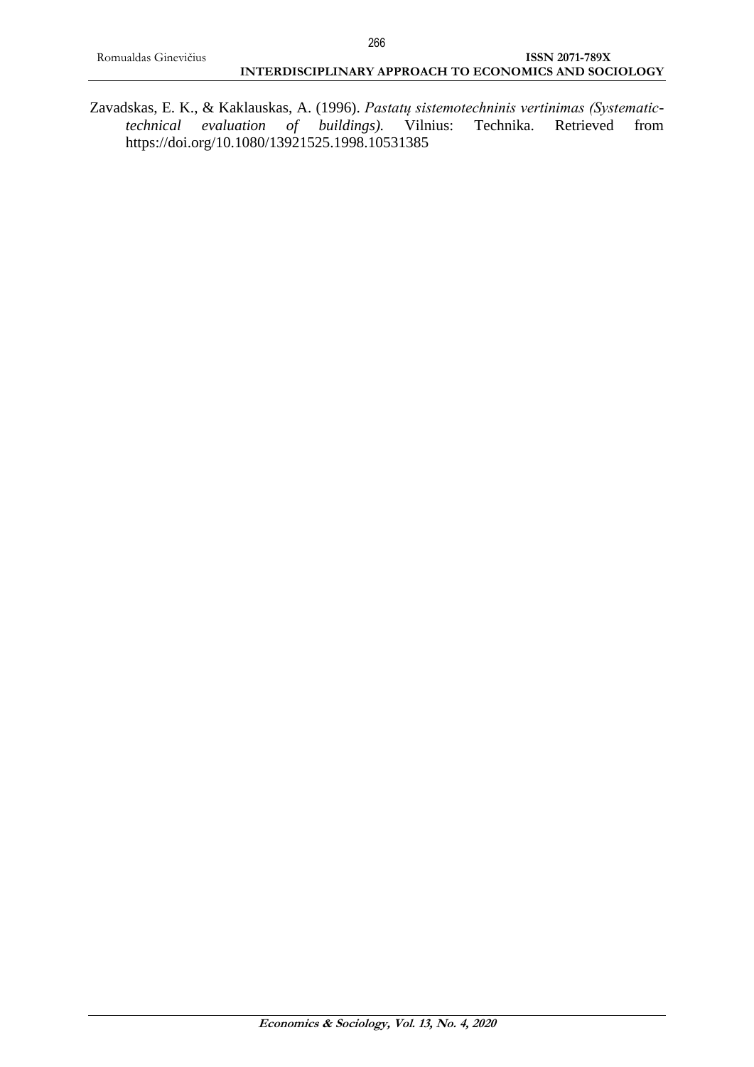Zavadskas, E. K., & Kaklauskas, A. (1996). *Pastatų sistemotechninis vertinimas (Systematic-technical evaluation of buildings).* Vilnius: Technika. Retrieved from https://doi.org/10.1080/13921525.1998.10531385